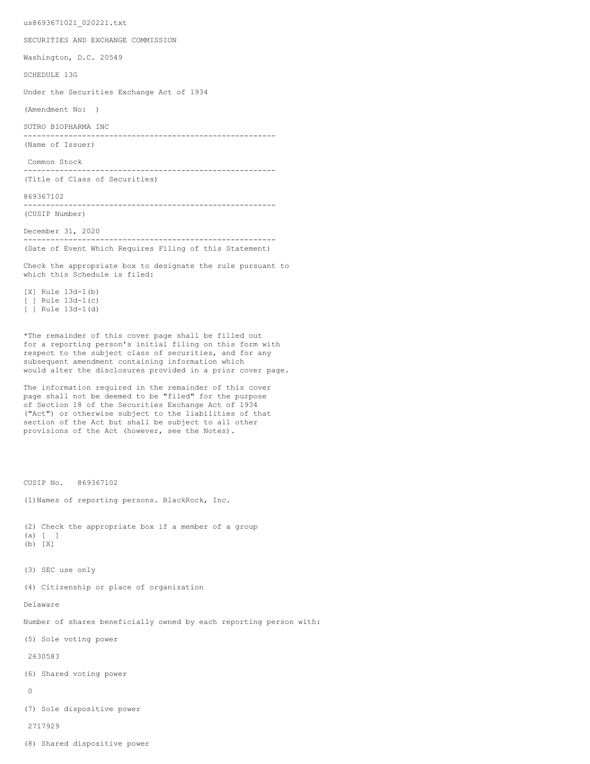us8693671021_020221.txt

SECURITIES AND EXCHANGE COMMISSION

Washington, D.C. 20549

SCHEDULE 13G

Under the Securities Exchange Act of 1934

(Amendment No: )

SUTRO BIOPHARMA INC

---

(Name of Issuer)

Common Stock

---

(Title of Class of Securities)

869367102

---

(CUSIP Number)

December 31, 2020

---

(Date of Event Which Requires Filing of this Statement)

Check the appropriate box to designate the rule pursuant to which this Schedule is filed:

[X] Rule 13d-1(b)
[ ] Rule 13d-1(c)
[ ] Rule 13d-1(d)

*The remainder of this cover page shall be filled out for a reporting person's initial filing on this form with respect to the subject class of securities, and for any subsequent amendment containing information which would alter the disclosures provided in a prior cover page.

The information required in the remainder of this cover page shall not be deemed to be "filed" for the purpose of Section 18 of the Securities Exchange Act of 1934 ("Act") or otherwise subject to the liabilities of that section of the Act but shall be subject to all other provisions of the Act (however, see the Notes).

CUSIP No. 869367102

(1)Names of reporting persons. BlackRock, Inc.

(2) Check the appropriate box if a member of a group
(a) [ ]
(b) [X]

(3) SEC use only

(4) Citizenship or place of organization

Delaware

Number of shares beneficially owned by each reporting person with:

(5) Sole voting power

2630583

(6) Shared voting power

0

(7) Sole dispositive power

2717929

(8) Shared dispositive power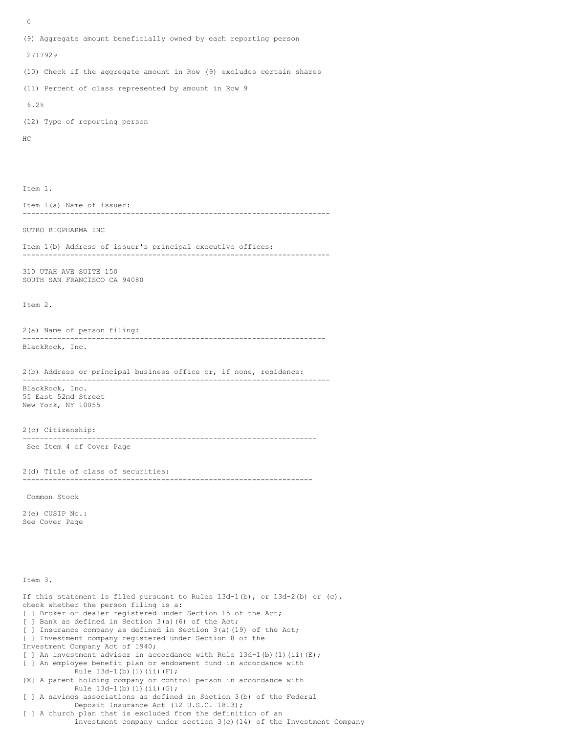0

(9) Aggregate amount beneficially owned by each reporting person

2717929

(10) Check if the aggregate amount in Row (9) excludes certain shares

(11) Percent of class represented by amount in Row 9

6.2%

(12) Type of reporting person

HC

Item 1.

Item 1(a) Name of issuer:

---

SUTRO BIOPHARMA INC

Item 1(b) Address of issuer's principal executive offices:

---

310 UTAH AVE SUITE 150
SOUTH SAN FRANCISCO CA 94080

Item 2.

2(a) Name of person filing:

---

BlackRock, Inc.

2(b) Address or principal business office or, if none, residence:

---

BlackRock, Inc.
55 East 52nd Street
New York, NY 10055

2(c) Citizenship:

---

See Item 4 of Cover Page

2(d) Title of class of securities:

---

Common Stock

2(e) CUSIP No.:
See Cover Page

Item 3.

If this statement is filed pursuant to Rules 13d-1(b), or 13d-2(b) or (c), check whether the person filing is a:
[ ] Broker or dealer registered under Section 15 of the Act;
[ ] Bank as defined in Section 3(a)(6) of the Act;
[ ] Insurance company as defined in Section 3(a)(19) of the Act;
[ ] Investment company registered under Section 8 of the Investment Company Act of 1940;
[ ] An investment adviser in accordance with Rule 13d-1(b)(1)(ii)(E);
[ ] An employee benefit plan or endowment fund in accordance with Rule 13d-1(b)(1)(ii)(F);
[X] A parent holding company or control person in accordance with Rule 13d-1(b)(1)(ii)(G);
[ ] A savings associations as defined in Section 3(b) of the Federal Deposit Insurance Act (12 U.S.C. 1813);
[ ] A church plan that is excluded from the definition of an investment company under section 3(c)(14) of the Investment Company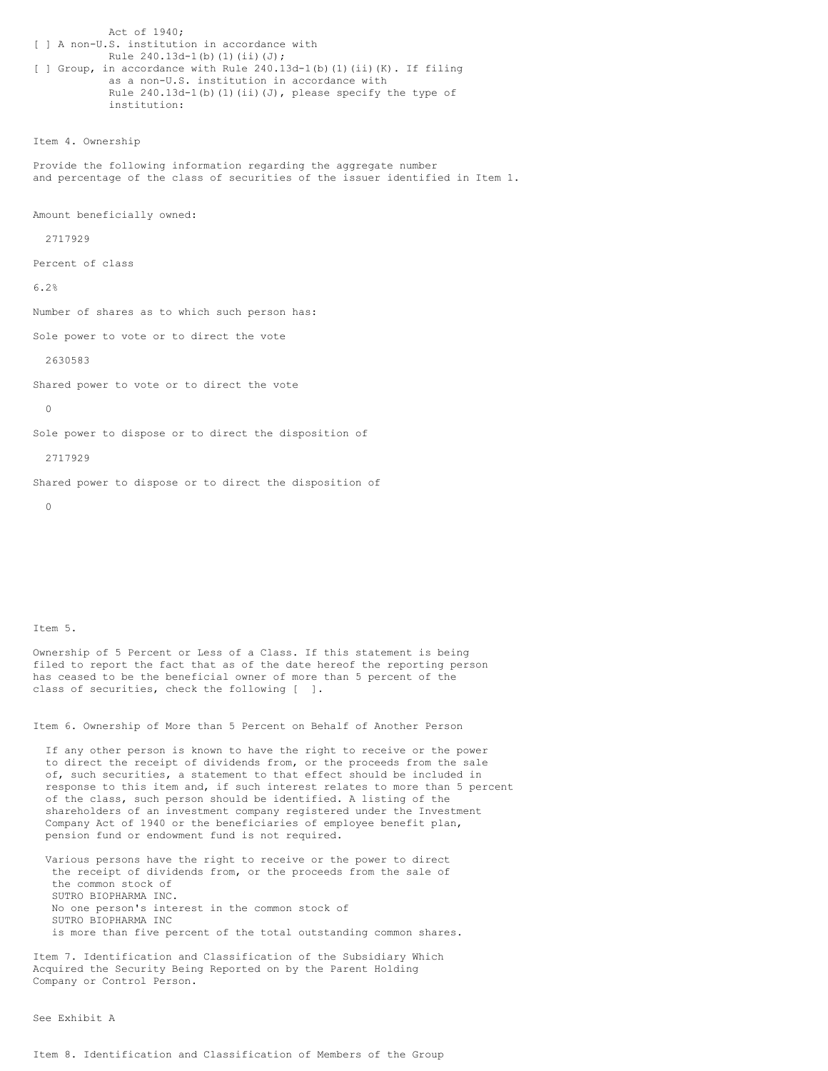Act of 1940;

[ ] A non-U.S. institution in accordance with Rule 240.13d-1(b)(1)(ii)(J);

[ ] Group, in accordance with Rule 240.13d-1(b)(1)(ii)(K). If filing as a non-U.S. institution in accordance with Rule 240.13d-1(b)(1)(ii)(J), please specify the type of institution:

Item 4. Ownership

Provide the following information regarding the aggregate number and percentage of the class of securities of the issuer identified in Item 1.

Amount beneficially owned:

2717929

Percent of class

6.2%

Number of shares as to which such person has:

Sole power to vote or to direct the vote

2630583

Shared power to vote or to direct the vote

0

Sole power to dispose or to direct the disposition of

2717929

Shared power to dispose or to direct the disposition of

0

Item 5.

Ownership of 5 Percent or Less of a Class. If this statement is being filed to report the fact that as of the date hereof the reporting person has ceased to be the beneficial owner of more than 5 percent of the class of securities, check the following [ ].

Item 6. Ownership of More than 5 Percent on Behalf of Another Person

If any other person is known to have the right to receive or the power to direct the receipt of dividends from, or the proceeds from the sale of, such securities, a statement to that effect should be included in response to this item and, if such interest relates to more than 5 percent of the class, such person should be identified. A listing of the shareholders of an investment company registered under the Investment Company Act of 1940 or the beneficiaries of employee benefit plan, pension fund or endowment fund is not required.

Various persons have the right to receive or the power to direct the receipt of dividends from, or the proceeds from the sale of the common stock of SUTRO BIOPHARMA INC. No one person's interest in the common stock of SUTRO BIOPHARMA INC is more than five percent of the total outstanding common shares.

Item 7. Identification and Classification of the Subsidiary Which Acquired the Security Being Reported on by the Parent Holding Company or Control Person.

See Exhibit A

Item 8. Identification and Classification of Members of the Group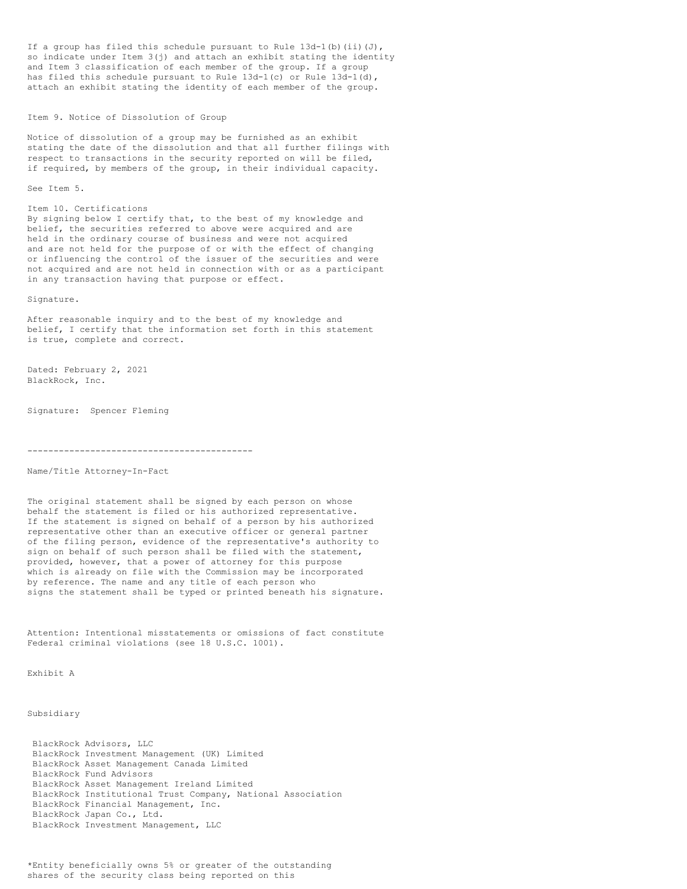If a group has filed this schedule pursuant to Rule 13d-1(b)(ii)(J), so indicate under Item 3(j) and attach an exhibit stating the identity and Item 3 classification of each member of the group. If a group has filed this schedule pursuant to Rule 13d-1(c) or Rule 13d-1(d), attach an exhibit stating the identity of each member of the group.

Item 9. Notice of Dissolution of Group

Notice of dissolution of a group may be furnished as an exhibit stating the date of the dissolution and that all further filings with respect to transactions in the security reported on will be filed, if required, by members of the group, in their individual capacity.

See Item 5.

Item 10. Certifications
By signing below I certify that, to the best of my knowledge and belief, the securities referred to above were acquired and are held in the ordinary course of business and were not acquired and are not held for the purpose of or with the effect of changing or influencing the control of the issuer of the securities and were not acquired and are not held in connection with or as a participant in any transaction having that purpose or effect.

Signature.

After reasonable inquiry and to the best of my knowledge and belief, I certify that the information set forth in this statement is true, complete and correct.

Dated: February 2, 2021
BlackRock, Inc.

Signature: Spencer Fleming

-------------------------------------------

Name/Title Attorney-In-Fact

The original statement shall be signed by each person on whose behalf the statement is filed or his authorized representative. If the statement is signed on behalf of a person by his authorized representative other than an executive officer or general partner of the filing person, evidence of the representative's authority to sign on behalf of such person shall be filed with the statement, provided, however, that a power of attorney for this purpose which is already on file with the Commission may be incorporated by reference. The name and any title of each person who signs the statement shall be typed or printed beneath his signature.

Attention: Intentional misstatements or omissions of fact constitute Federal criminal violations (see 18 U.S.C. 1001).

Exhibit A

Subsidiary

BlackRock Advisors, LLC
BlackRock Investment Management (UK) Limited
BlackRock Asset Management Canada Limited
BlackRock Fund Advisors
BlackRock Asset Management Ireland Limited
BlackRock Institutional Trust Company, National Association
BlackRock Financial Management, Inc.
BlackRock Japan Co., Ltd.
BlackRock Investment Management, LLC

*Entity beneficially owns 5% or greater of the outstanding shares of the security class being reported on this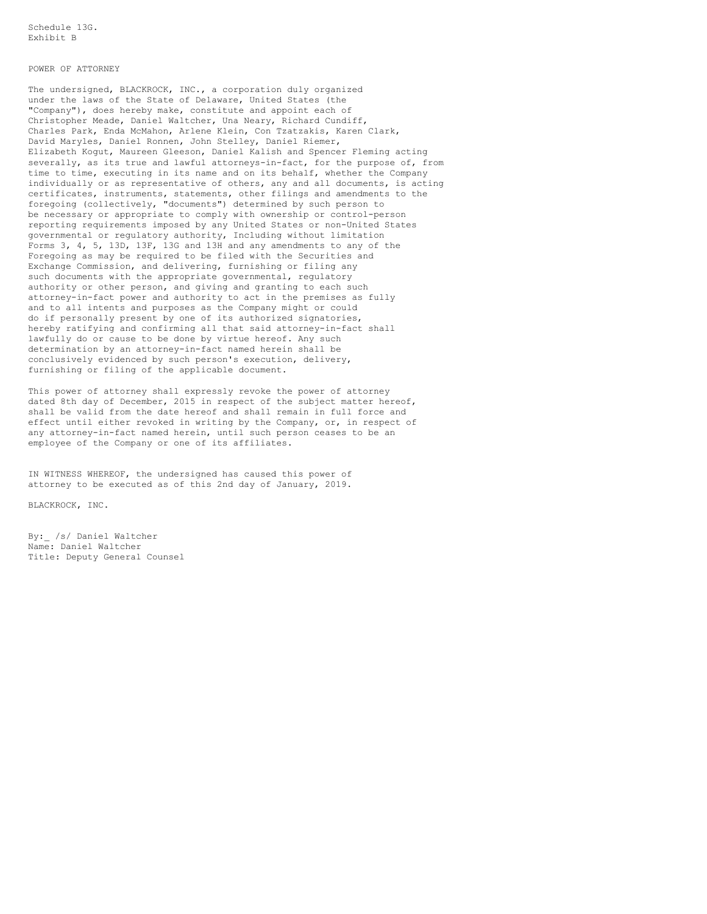Schedule 13G.
Exhibit B

# POWER OF ATTORNEY

The undersigned, BLACKROCK, INC., a corporation duly organized under the laws of the State of Delaware, United States (the "Company"), does hereby make, constitute and appoint each of Christopher Meade, Daniel Waltcher, Una Neary, Richard Cundiff, Charles Park, Enda McMahon, Arlene Klein, Con Tzatzakis, Karen Clark, David Maryles, Daniel Ronnen, John Stelley, Daniel Riemer, Elizabeth Kogut, Maureen Gleeson, Daniel Kalish and Spencer Fleming acting severally, as its true and lawful attorneys-in-fact, for the purpose of, from time to time, executing in its name and on its behalf, whether the Company individually or as representative of others, any and all documents, is acting certificates, instruments, statements, other filings and amendments to the foregoing (collectively, "documents") determined by such person to be necessary or appropriate to comply with ownership or control-person reporting requirements imposed by any United States or non-United States governmental or regulatory authority, Including without limitation Forms 3, 4, 5, 13D, 13F, 13G and 13H and any amendments to any of the Foregoing as may be required to be filed with the Securities and Exchange Commission, and delivering, furnishing or filing any such documents with the appropriate governmental, regulatory authority or other person, and giving and granting to each such attorney-in-fact power and authority to act in the premises as fully and to all intents and purposes as the Company might or could do if personally present by one of its authorized signatories, hereby ratifying and confirming all that said attorney-in-fact shall lawfully do or cause to be done by virtue hereof. Any such determination by an attorney-in-fact named herein shall be conclusively evidenced by such person's execution, delivery, furnishing or filing of the applicable document.

This power of attorney shall expressly revoke the power of attorney dated 8th day of December, 2015 in respect of the subject matter hereof, shall be valid from the date hereof and shall remain in full force and effect until either revoked in writing by the Company, or, in respect of any attorney-in-fact named herein, until such person ceases to be an employee of the Company or one of its affiliates.

IN WITNESS WHEREOF, the undersigned has caused this power of attorney to be executed as of this 2nd day of January, 2019.

BLACKROCK, INC.

By:_ /s/ Daniel Waltcher
Name: Daniel Waltcher
Title: Deputy General Counsel